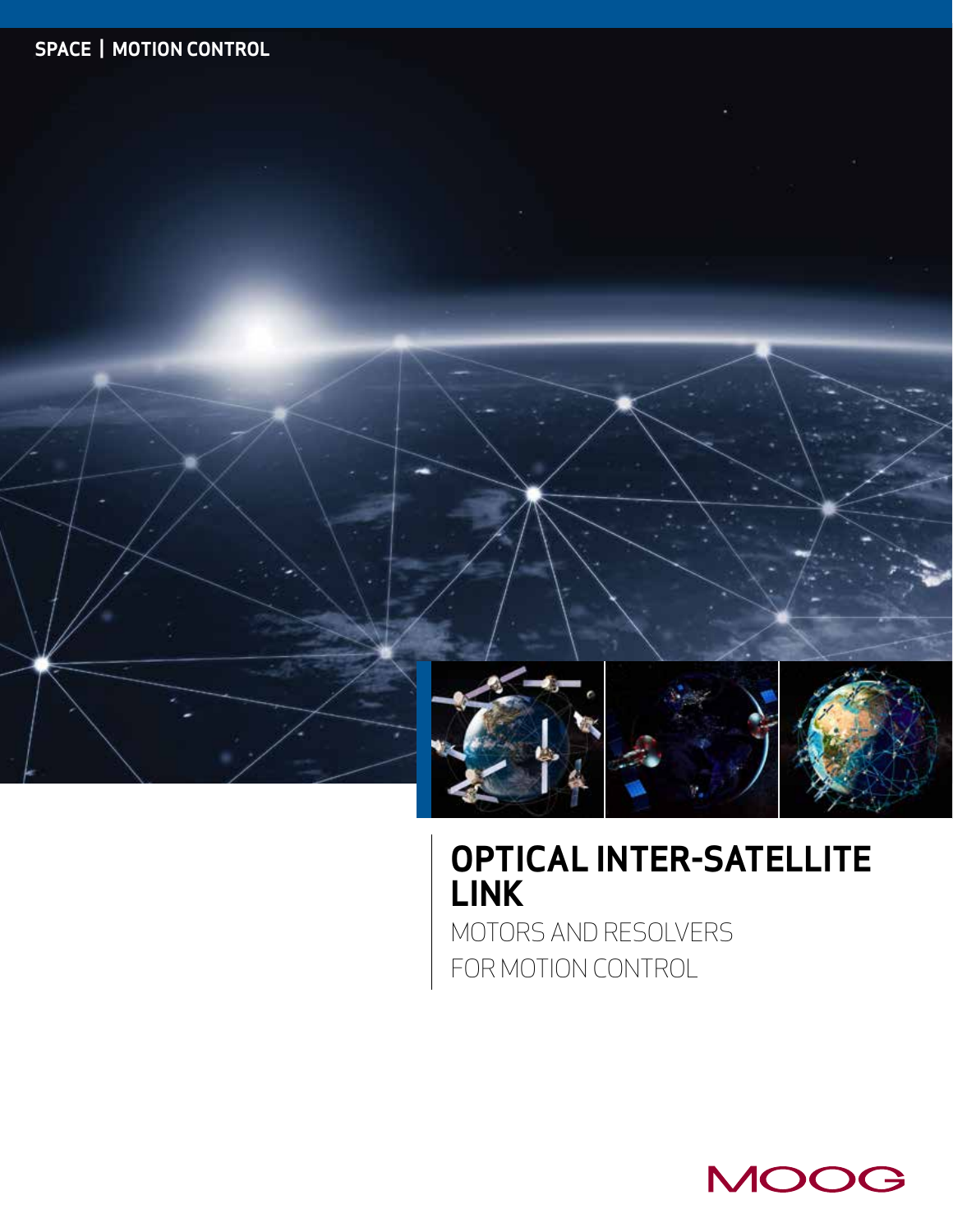SPACE | MOTION CONTROL

# OPTICAL INTER-SATELLITE LINK

## MOTORS AND RESOLVERS FOR MOTION CONTROL

MOOG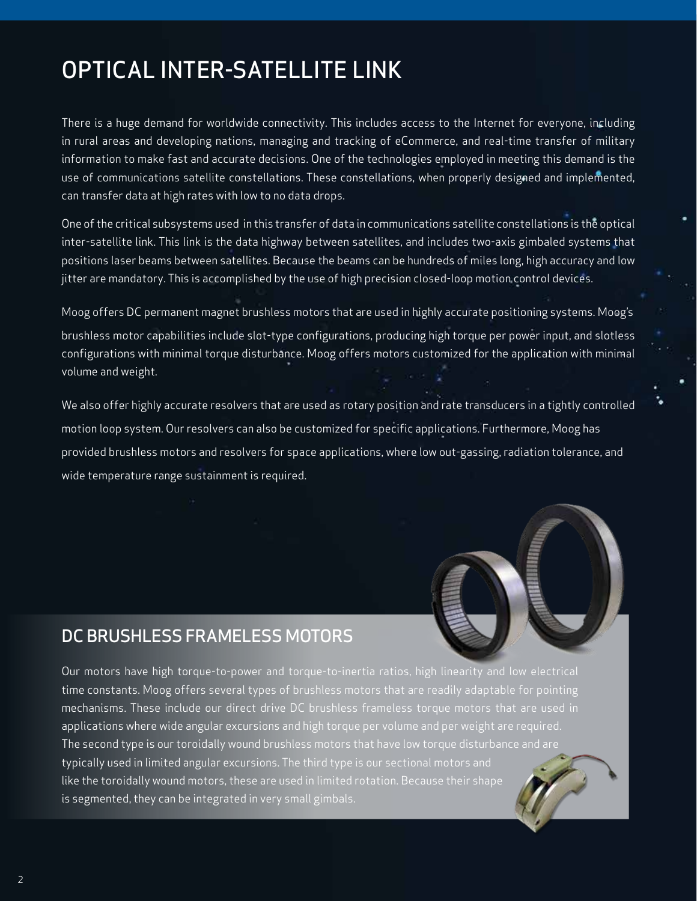# OPTICAL INTER-SATELLITE LINK

There is a huge demand for worldwide connectivity. This includes access to the Internet for everyone, including in rural areas and developing nations, managing and tracking of eCommerce, and real-time transfer of military information to make fast and accurate decisions. One of the technologies employed in meeting this demand is the use of communications satellite constellations. These constellations, when properly designed and implemented, can transfer data at high rates with low to no data drops.

One of the critical subsystems used in this transfer of data in communications satellite constellations is the optical inter-satellite link. This link is the data highway between satellites, and includes two-axis gimbaled systems that positions laser beams between satellites. Because the beams can be hundreds of miles long, high accuracy and low jitter are mandatory. This is accomplished by the use of high precision closed-loop motion control devices.

Moog offers DC permanent magnet brushless motors that are used in highly accurate positioning systems. Moog's brushless motor capabilities include slot-type configurations, producing high torque per power input, and slotless configurations with minimal torque disturbance. Moog offers motors customized for the application with minimal volume and weight.

We also offer highly accurate resolvers that are used as rotary position and rate transducers in a tightly controlled motion loop system. Our resolvers can also be customized for specific applications. Furthermore, Moog has provided brushless motors and resolvers for space applications, where low out-gassing, radiation tolerance, and wide temperature range sustainment is required.

## DC BRUSHLESS FRAMELESS MOTORS

Our motors have high torque-to-power and torque-to-inertia ratios, high linearity and low electrical time constants. Moog offers several types of brushless motors that are readily adaptable for pointing mechanisms. These include our direct drive DC brushless frameless torque motors that are used in applications where wide angular excursions and high torque per volume and per weight are required. The second type is our toroidally wound brushless motors that have low torque disturbance and are typically used in limited angular excursions. The third type is our sectional motors and like the toroidally wound motors, these are used in limited rotation. Because their shape is segmented, they can be integrated in very small gimbals.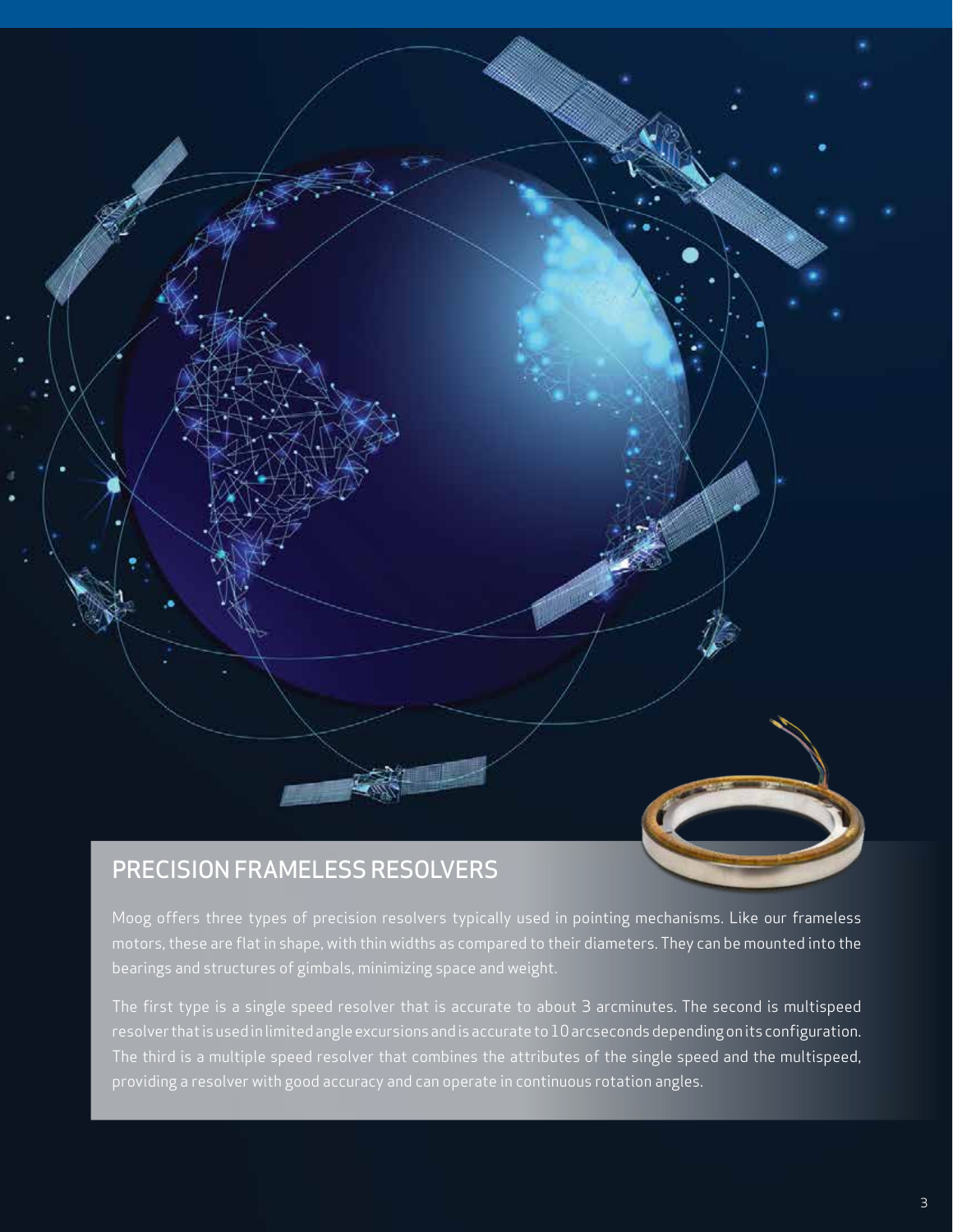## PRECISION FRAMELESS RESOLVERS

Moog offers three types of precision resolvers typically used in pointing mechanisms. Like our frameless motors, these are flat in shape, with thin widths as compared to their diameters. They can be mounted into the bearings and structures of gimbals, minimizing space and weight.

The first type is a single speed resolver that is accurate to about 3 arcminutes. The second is multispeed resolver that is used in limited angle excursions and is accurate to 10 arcseconds depending on its configuration. The third is a multiple speed resolver that combines the attributes of the single speed and the multispeed, providing a resolver with good accuracy and can operate in continuous rotation angles.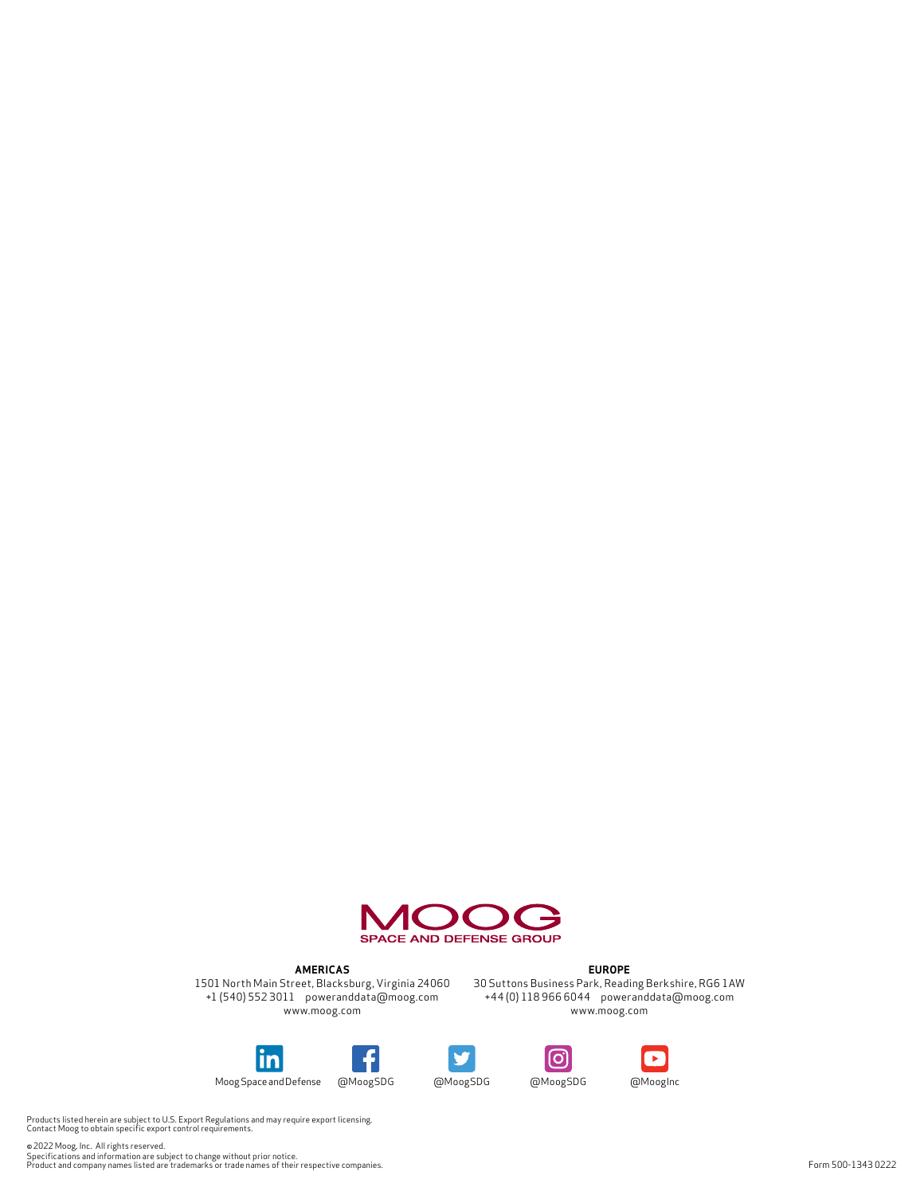MOOG
SPACE AND DEFENSE GROUP

**AMERICAS**

1501 North Main Street, Blacksburg, Virginia 24060
+1 (540) 552 3011 poweranddata@moog.com
www.moog.com

**EUROPE**

30 Suttons Business Park, Reading Berkshire, RG6 1AW
+44 (0) 118 966 6044 poweranddata@moog.com
www.moog.com

Moog Space and Defense @MoogSDG @MoogSDG @MoogSDG @MoogInc

Products listed herein are subject to U.S. Export Regulations and may require export licensing.
Contact Moog to obtain specific export control requirements.

© 2022 Moog, Inc. All rights reserved.
Specifications and information are subject to change without prior notice.
Product and company names listed are trademarks or trade names of their respective companies.

Form 500-1343 0222